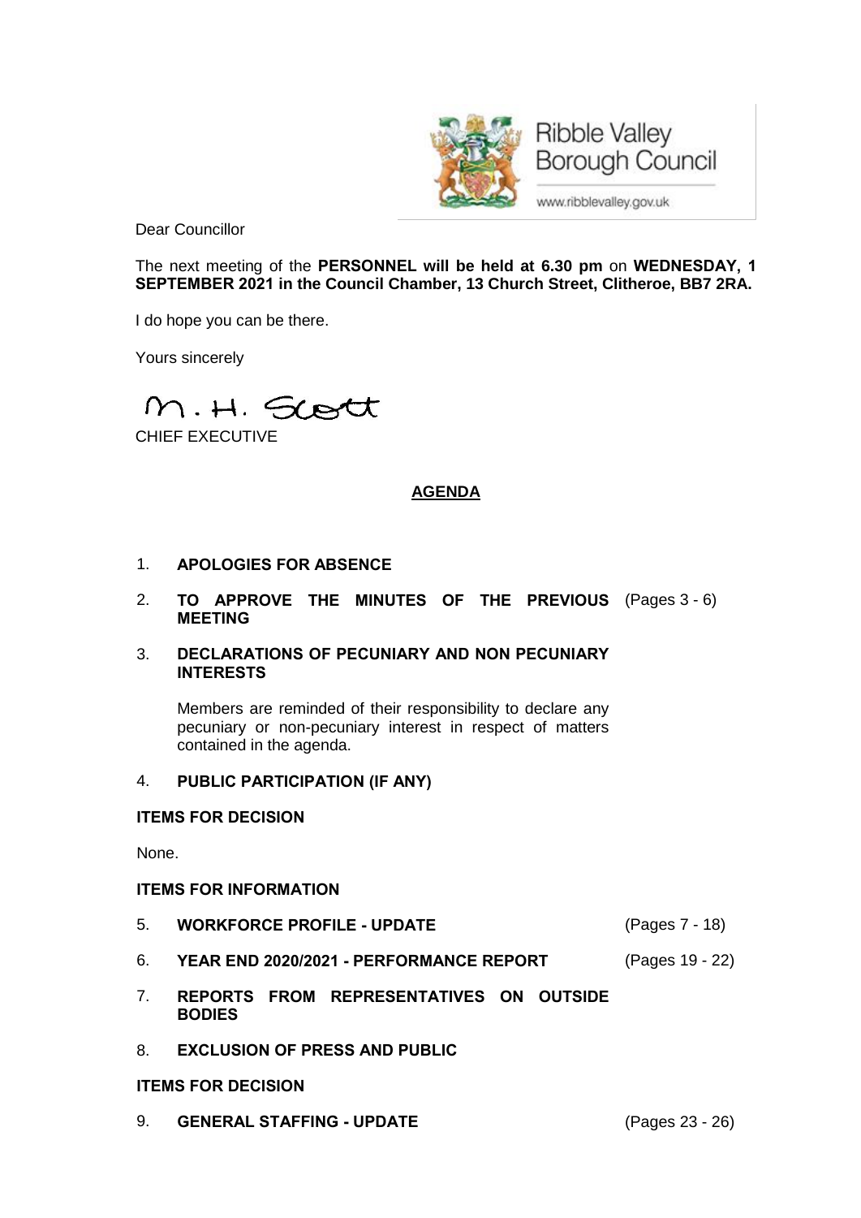Ribble Valley Borough Council

www.ribblevalley.gov.uk

Dear Councillor

The next meeting of the **PERSONNEL will be held at 6.30 pm** on **WEDNESDAY, 1 SEPTEMBER 2021 in the Council Chamber, 13 Church Street, Clitheroe, BB7 2RA.**

I do hope you can be there.

Yours sincerely

M. H. Scott

CHIEF EXECUTIVE

## AGENDA

1. **APOLOGIES FOR ABSENCE**

2. **TO APPROVE THE MINUTES OF THE PREVIOUS MEETING** (Pages 3 - 6)

3. **DECLARATIONS OF PECUNIARY AND NON PECUNIARY INTERESTS**

   Members are reminded of their responsibility to declare any pecuniary or non-pecuniary interest in respect of matters contained in the agenda.

4. **PUBLIC PARTICIPATION (IF ANY)**

**ITEMS FOR DECISION**

None.

**ITEMS FOR INFORMATION**

5. **WORKFORCE PROFILE - UPDATE** (Pages 7 - 18)

6. **YEAR END 2020/2021 - PERFORMANCE REPORT** (Pages 19 - 22)

7. **REPORTS FROM REPRESENTATIVES ON OUTSIDE BODIES**

8. **EXCLUSION OF PRESS AND PUBLIC**

**ITEMS FOR DECISION**

9. **GENERAL STAFFING - UPDATE** (Pages 23 - 26)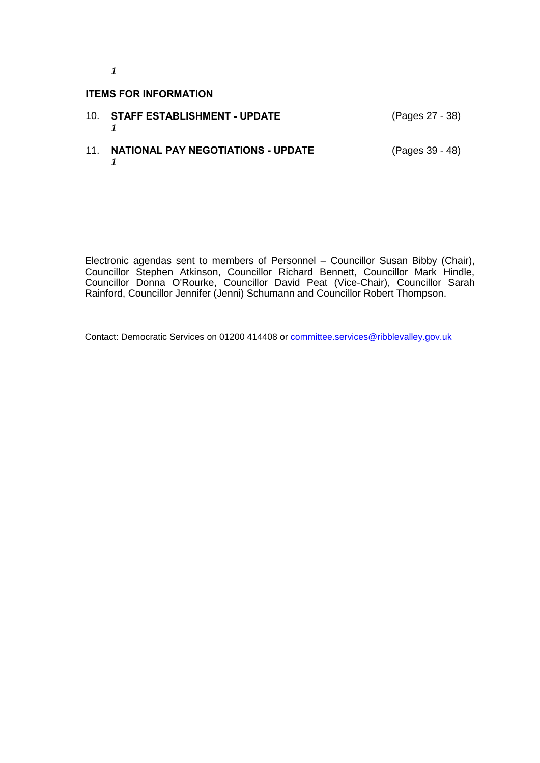*1*

**ITEMS FOR INFORMATION**

10. **STAFF ESTABLISHMENT - UPDATE** (Pages 27 - 38)
    *1*

11. **NATIONAL PAY NEGOTIATIONS - UPDATE** (Pages 39 - 48)
    *1*

Electronic agendas sent to members of Personnel – Councillor Susan Bibby (Chair), Councillor Stephen Atkinson, Councillor Richard Bennett, Councillor Mark Hindle, Councillor Donna O'Rourke, Councillor David Peat (Vice-Chair), Councillor Sarah Rainford, Councillor Jennifer (Jenni) Schumann and Councillor Robert Thompson.

Contact: Democratic Services on 01200 414408 or committee.services@ribblevalley.gov.uk